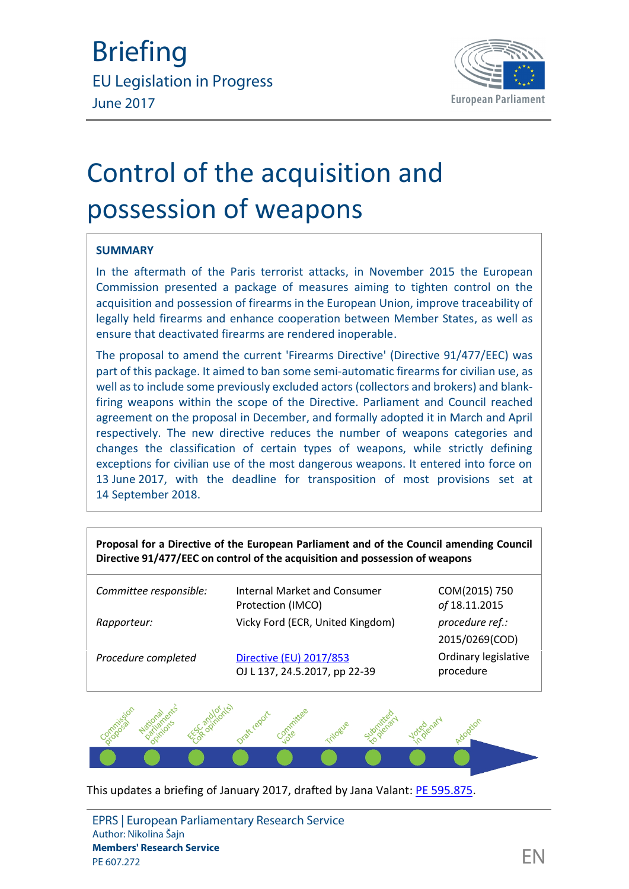# Briefing

EU Legislation in Progress
June 2017

# Control of the acquisition and possession of weapons

**SUMMARY**

In the aftermath of the Paris terrorist attacks, in November 2015 the European Commission presented a package of measures aiming to tighten control on the acquisition and possession of firearms in the European Union, improve traceability of legally held firearms and enhance cooperation between Member States, as well as ensure that deactivated firearms are rendered inoperable.

The proposal to amend the current 'Firearms Directive' (Directive 91/477/EEC) was part of this package. It aimed to ban some semi-automatic firearms for civilian use, as well as to include some previously excluded actors (collectors and brokers) and blank-firing weapons within the scope of the Directive. Parliament and Council reached agreement on the proposal in December, and formally adopted it in March and April respectively. The new directive reduces the number of weapons categories and changes the classification of certain types of weapons, while strictly defining exceptions for civilian use of the most dangerous weapons. It entered into force on 13 June 2017, with the deadline for transposition of most provisions set at 14 September 2018.

**Proposal for a Directive of the European Parliament and of the Council amending Council Directive 91/477/EEC on control of the acquisition and possession of weapons**

| | | |
|---|---|---|
| *Committee responsible:* | Internal Market and Consumer Protection (IMCO) | COM(2015) 750 *of* 18.11.2015 |
| *Rapporteur:* | Vicky Ford (ECR, United Kingdom) | *procedure ref.:* 2015/0269(COD) |
| *Procedure completed* | Directive (EU) 2017/853 OJ L 137, 24.5.2017, pp 22-39 | Ordinary legislative procedure |

Commission proposal — National parliaments' opinions — EESC and/or CoR opinion(s) — Draft report — Committee vote — Trilogue — Submitted to plenary — Voted in plenary — Adoption

This updates a briefing of January 2017, drafted by Jana Valant: PE 595.875.

EPRS | European Parliamentary Research Service
Author: Nikolina Šajn
**Members' Research Service**
PE 607.272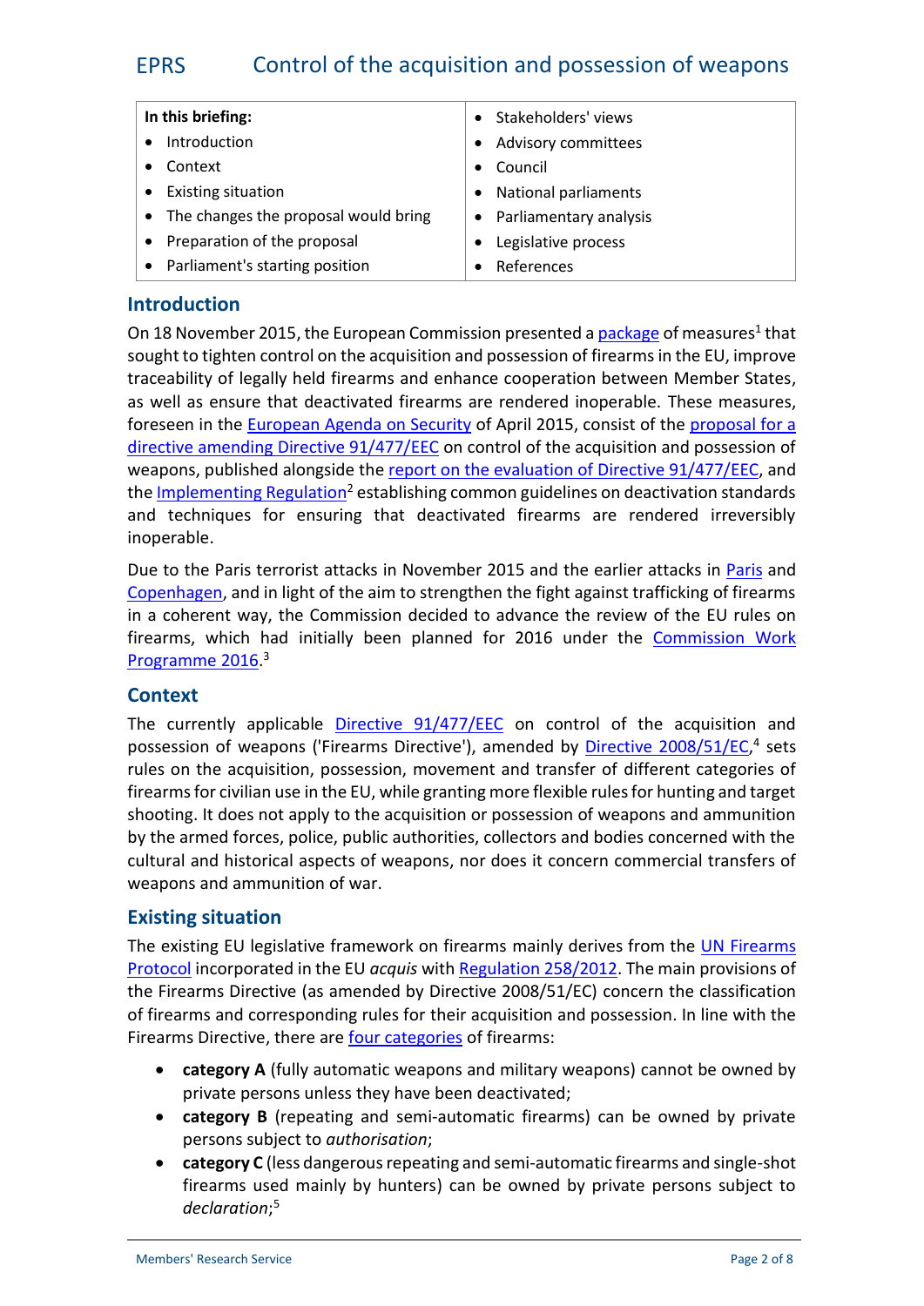| In this briefing: | |
|---|---|
| • Introduction | • Stakeholders' views |
| • Context | • Advisory committees |
| • Existing situation | • Council |
| • The changes the proposal would bring | • National parliaments |
| • Preparation of the proposal | • Parliamentary analysis |
| • Parliament's starting position | • Legislative process |
| | • References |

## Introduction

On 18 November 2015, the European Commission presented a package of measures[1] that sought to tighten control on the acquisition and possession of firearms in the EU, improve traceability of legally held firearms and enhance cooperation between Member States, as well as ensure that deactivated firearms are rendered inoperable. These measures, foreseen in the European Agenda on Security of April 2015, consist of the proposal for a directive amending Directive 91/477/EEC on control of the acquisition and possession of weapons, published alongside the report on the evaluation of Directive 91/477/EEC, and the Implementing Regulation[2] establishing common guidelines on deactivation standards and techniques for ensuring that deactivated firearms are rendered irreversibly inoperable.

Due to the Paris terrorist attacks in November 2015 and the earlier attacks in Paris and Copenhagen, and in light of the aim to strengthen the fight against trafficking of firearms in a coherent way, the Commission decided to advance the review of the EU rules on firearms, which had initially been planned for 2016 under the Commission Work Programme 2016.[3]

## Context

The currently applicable Directive 91/477/EEC on control of the acquisition and possession of weapons ('Firearms Directive'), amended by Directive 2008/51/EC,[4] sets rules on the acquisition, possession, movement and transfer of different categories of firearms for civilian use in the EU, while granting more flexible rules for hunting and target shooting. It does not apply to the acquisition or possession of weapons and ammunition by the armed forces, police, public authorities, collectors and bodies concerned with the cultural and historical aspects of weapons, nor does it concern commercial transfers of weapons and ammunition of war.

## Existing situation

The existing EU legislative framework on firearms mainly derives from the UN Firearms Protocol incorporated in the EU *acquis* with Regulation 258/2012. The main provisions of the Firearms Directive (as amended by Directive 2008/51/EC) concern the classification of firearms and corresponding rules for their acquisition and possession. In line with the Firearms Directive, there are four categories of firearms:

- **category A** (fully automatic weapons and military weapons) cannot be owned by private persons unless they have been deactivated;
- **category B** (repeating and semi-automatic firearms) can be owned by private persons subject to *authorisation*;
- **category C** (less dangerous repeating and semi-automatic firearms and single-shot firearms used mainly by hunters) can be owned by private persons subject to *declaration*;[5]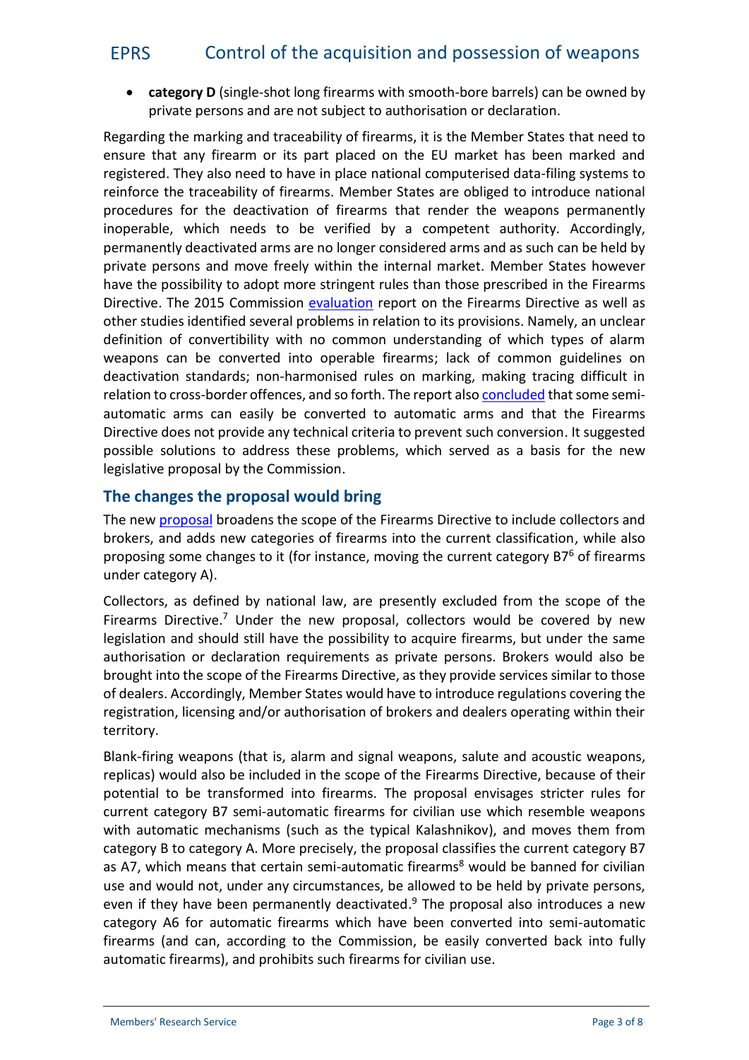- **category D** (single-shot long firearms with smooth-bore barrels) can be owned by private persons and are not subject to authorisation or declaration.

Regarding the marking and traceability of firearms, it is the Member States that need to ensure that any firearm or its part placed on the EU market has been marked and registered. They also need to have in place national computerised data-filing systems to reinforce the traceability of firearms. Member States are obliged to introduce national procedures for the deactivation of firearms that render the weapons permanently inoperable, which needs to be verified by a competent authority. Accordingly, permanently deactivated arms are no longer considered arms and as such can be held by private persons and move freely within the internal market. Member States however have the possibility to adopt more stringent rules than those prescribed in the Firearms Directive. The 2015 Commission evaluation report on the Firearms Directive as well as other studies identified several problems in relation to its provisions. Namely, an unclear definition of convertibility with no common understanding of which types of alarm weapons can be converted into operable firearms; lack of common guidelines on deactivation standards; non-harmonised rules on marking, making tracing difficult in relation to cross-border offences, and so forth. The report also concluded that some semi-automatic arms can easily be converted to automatic arms and that the Firearms Directive does not provide any technical criteria to prevent such conversion. It suggested possible solutions to address these problems, which served as a basis for the new legislative proposal by the Commission.

## The changes the proposal would bring

The new proposal broadens the scope of the Firearms Directive to include collectors and brokers, and adds new categories of firearms into the current classification, while also proposing some changes to it (for instance, moving the current category B7[6] of firearms under category A).

Collectors, as defined by national law, are presently excluded from the scope of the Firearms Directive.[7] Under the new proposal, collectors would be covered by new legislation and should still have the possibility to acquire firearms, but under the same authorisation or declaration requirements as private persons. Brokers would also be brought into the scope of the Firearms Directive, as they provide services similar to those of dealers. Accordingly, Member States would have to introduce regulations covering the registration, licensing and/or authorisation of brokers and dealers operating within their territory.

Blank-firing weapons (that is, alarm and signal weapons, salute and acoustic weapons, replicas) would also be included in the scope of the Firearms Directive, because of their potential to be transformed into firearms. The proposal envisages stricter rules for current category B7 semi-automatic firearms for civilian use which resemble weapons with automatic mechanisms (such as the typical Kalashnikov), and moves them from category B to category A. More precisely, the proposal classifies the current category B7 as A7, which means that certain semi-automatic firearms[8] would be banned for civilian use and would not, under any circumstances, be allowed to be held by private persons, even if they have been permanently deactivated.[9] The proposal also introduces a new category A6 for automatic firearms which have been converted into semi-automatic firearms (and can, according to the Commission, be easily converted back into fully automatic firearms), and prohibits such firearms for civilian use.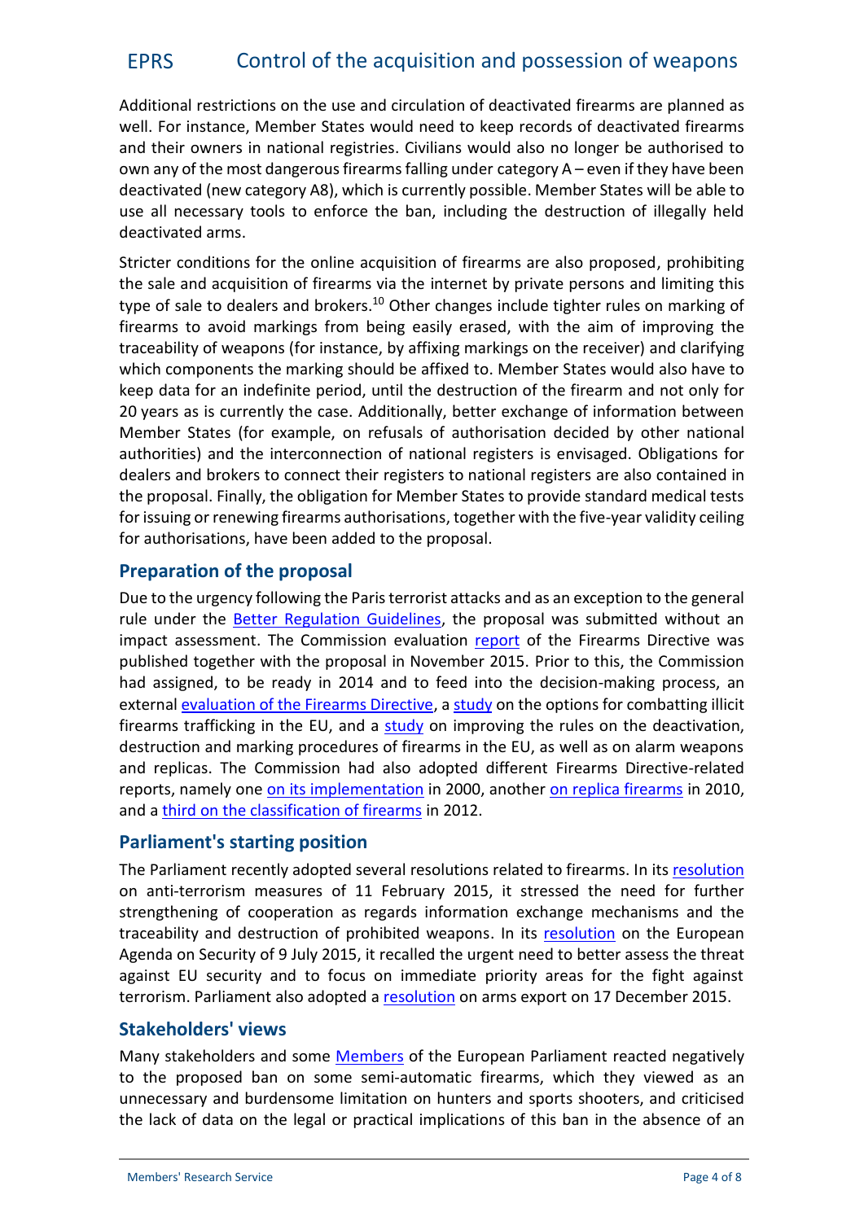Additional restrictions on the use and circulation of deactivated firearms are planned as well. For instance, Member States would need to keep records of deactivated firearms and their owners in national registries. Civilians would also no longer be authorised to own any of the most dangerous firearms falling under category A – even if they have been deactivated (new category A8), which is currently possible. Member States will be able to use all necessary tools to enforce the ban, including the destruction of illegally held deactivated arms.

Stricter conditions for the online acquisition of firearms are also proposed, prohibiting the sale and acquisition of firearms via the internet by private persons and limiting this type of sale to dealers and brokers.[10] Other changes include tighter rules on marking of firearms to avoid markings from being easily erased, with the aim of improving the traceability of weapons (for instance, by affixing markings on the receiver) and clarifying which components the marking should be affixed to. Member States would also have to keep data for an indefinite period, until the destruction of the firearm and not only for 20 years as is currently the case. Additionally, better exchange of information between Member States (for example, on refusals of authorisation decided by other national authorities) and the interconnection of national registers is envisaged. Obligations for dealers and brokers to connect their registers to national registers are also contained in the proposal. Finally, the obligation for Member States to provide standard medical tests for issuing or renewing firearms authorisations, together with the five-year validity ceiling for authorisations, have been added to the proposal.

## Preparation of the proposal

Due to the urgency following the Paris terrorist attacks and as an exception to the general rule under the Better Regulation Guidelines, the proposal was submitted without an impact assessment. The Commission evaluation report of the Firearms Directive was published together with the proposal in November 2015. Prior to this, the Commission had assigned, to be ready in 2014 and to feed into the decision-making process, an external evaluation of the Firearms Directive, a study on the options for combatting illicit firearms trafficking in the EU, and a study on improving the rules on the deactivation, destruction and marking procedures of firearms in the EU, as well as on alarm weapons and replicas. The Commission had also adopted different Firearms Directive-related reports, namely one on its implementation in 2000, another on replica firearms in 2010, and a third on the classification of firearms in 2012.

## Parliament's starting position

The Parliament recently adopted several resolutions related to firearms. In its resolution on anti-terrorism measures of 11 February 2015, it stressed the need for further strengthening of cooperation as regards information exchange mechanisms and the traceability and destruction of prohibited weapons. In its resolution on the European Agenda on Security of 9 July 2015, it recalled the urgent need to better assess the threat against EU security and to focus on immediate priority areas for the fight against terrorism. Parliament also adopted a resolution on arms export on 17 December 2015.

## Stakeholders' views

Many stakeholders and some Members of the European Parliament reacted negatively to the proposed ban on some semi-automatic firearms, which they viewed as an unnecessary and burdensome limitation on hunters and sports shooters, and criticised the lack of data on the legal or practical implications of this ban in the absence of an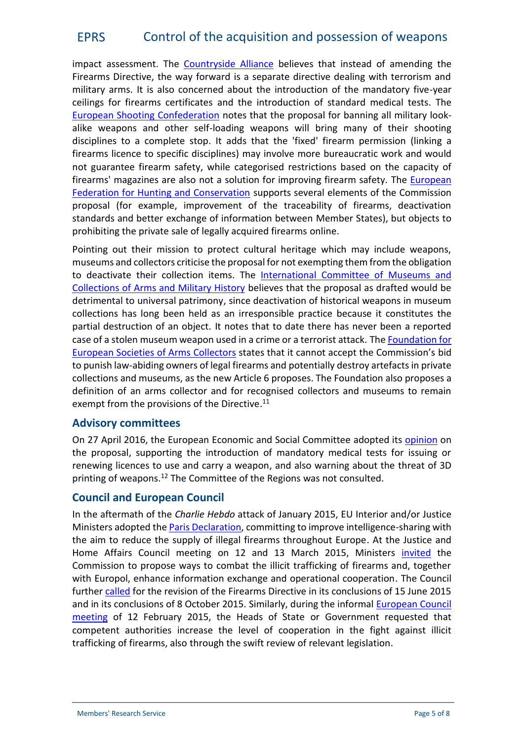impact assessment. The Countryside Alliance believes that instead of amending the Firearms Directive, the way forward is a separate directive dealing with terrorism and military arms. It is also concerned about the introduction of the mandatory five-year ceilings for firearms certificates and the introduction of standard medical tests. The European Shooting Confederation notes that the proposal for banning all military look-alike weapons and other self-loading weapons will bring many of their shooting disciplines to a complete stop. It adds that the 'fixed' firearm permission (linking a firearms licence to specific disciplines) may involve more bureaucratic work and would not guarantee firearm safety, while categorised restrictions based on the capacity of firearms' magazines are also not a solution for improving firearm safety. The European Federation for Hunting and Conservation supports several elements of the Commission proposal (for example, improvement of the traceability of firearms, deactivation standards and better exchange of information between Member States), but objects to prohibiting the private sale of legally acquired firearms online.

Pointing out their mission to protect cultural heritage which may include weapons, museums and collectors criticise the proposal for not exempting them from the obligation to deactivate their collection items. The International Committee of Museums and Collections of Arms and Military History believes that the proposal as drafted would be detrimental to universal patrimony, since deactivation of historical weapons in museum collections has long been held as an irresponsible practice because it constitutes the partial destruction of an object. It notes that to date there has never been a reported case of a stolen museum weapon used in a crime or a terrorist attack. The Foundation for European Societies of Arms Collectors states that it cannot accept the Commission's bid to punish law-abiding owners of legal firearms and potentially destroy artefacts in private collections and museums, as the new Article 6 proposes. The Foundation also proposes a definition of an arms collector and for recognised collectors and museums to remain exempt from the provisions of the Directive.[11]

## Advisory committees

On 27 April 2016, the European Economic and Social Committee adopted its opinion on the proposal, supporting the introduction of mandatory medical tests for issuing or renewing licences to use and carry a weapon, and also warning about the threat of 3D printing of weapons.[12] The Committee of the Regions was not consulted.

## Council and European Council

In the aftermath of the *Charlie Hebdo* attack of January 2015, EU Interior and/or Justice Ministers adopted the Paris Declaration, committing to improve intelligence-sharing with the aim to reduce the supply of illegal firearms throughout Europe. At the Justice and Home Affairs Council meeting on 12 and 13 March 2015, Ministers invited the Commission to propose ways to combat the illicit trafficking of firearms and, together with Europol, enhance information exchange and operational cooperation. The Council further called for the revision of the Firearms Directive in its conclusions of 15 June 2015 and in its conclusions of 8 October 2015. Similarly, during the informal European Council meeting of 12 February 2015, the Heads of State or Government requested that competent authorities increase the level of cooperation in the fight against illicit trafficking of firearms, also through the swift review of relevant legislation.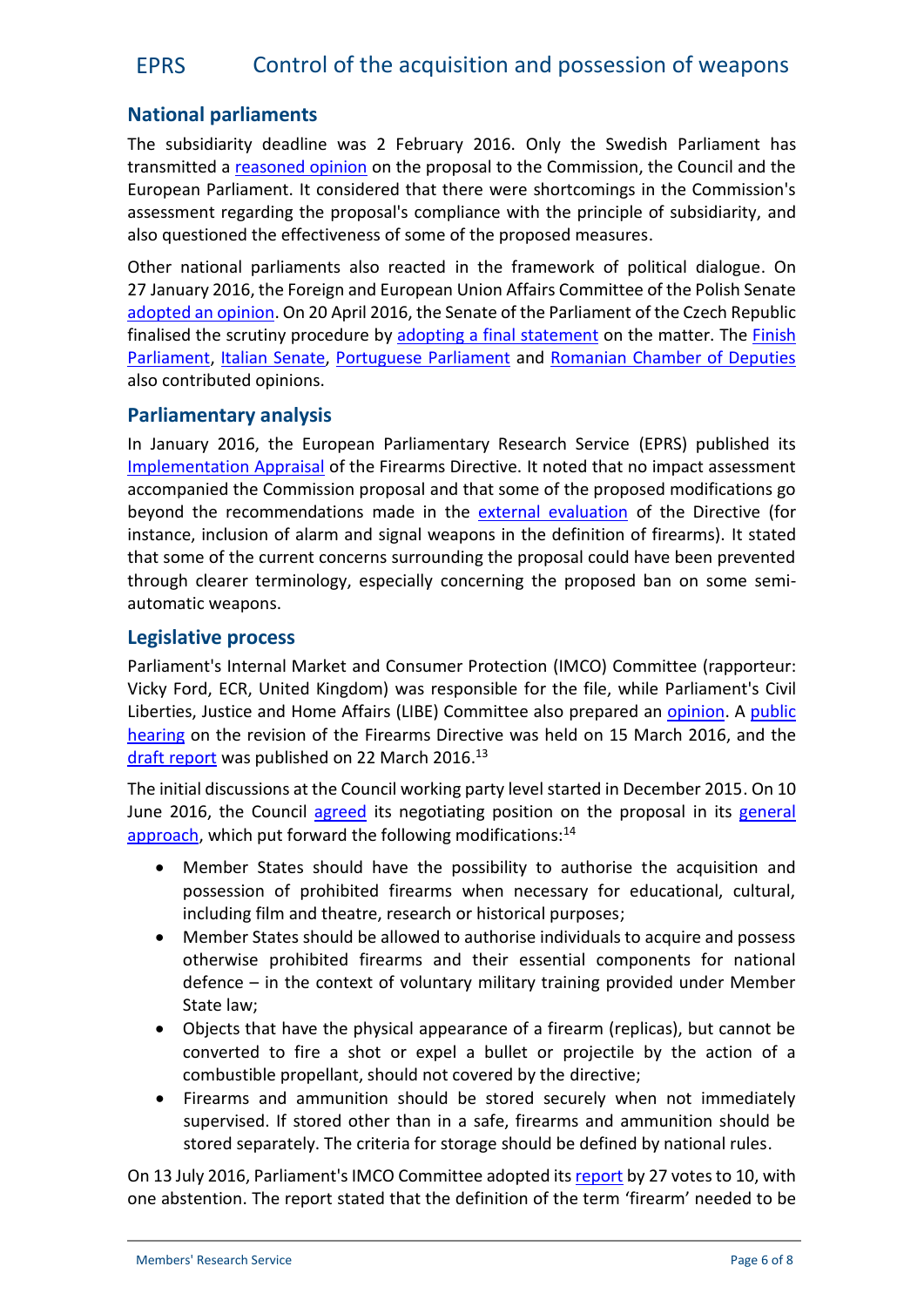## National parliaments

The subsidiarity deadline was 2 February 2016. Only the Swedish Parliament has transmitted a reasoned opinion on the proposal to the Commission, the Council and the European Parliament. It considered that there were shortcomings in the Commission's assessment regarding the proposal's compliance with the principle of subsidiarity, and also questioned the effectiveness of some of the proposed measures.

Other national parliaments also reacted in the framework of political dialogue. On 27 January 2016, the Foreign and European Union Affairs Committee of the Polish Senate adopted an opinion. On 20 April 2016, the Senate of the Parliament of the Czech Republic finalised the scrutiny procedure by adopting a final statement on the matter. The Finish Parliament, Italian Senate, Portuguese Parliament and Romanian Chamber of Deputies also contributed opinions.

## Parliamentary analysis

In January 2016, the European Parliamentary Research Service (EPRS) published its Implementation Appraisal of the Firearms Directive. It noted that no impact assessment accompanied the Commission proposal and that some of the proposed modifications go beyond the recommendations made in the external evaluation of the Directive (for instance, inclusion of alarm and signal weapons in the definition of firearms). It stated that some of the current concerns surrounding the proposal could have been prevented through clearer terminology, especially concerning the proposed ban on some semi-automatic weapons.

## Legislative process

Parliament's Internal Market and Consumer Protection (IMCO) Committee (rapporteur: Vicky Ford, ECR, United Kingdom) was responsible for the file, while Parliament's Civil Liberties, Justice and Home Affairs (LIBE) Committee also prepared an opinion. A public hearing on the revision of the Firearms Directive was held on 15 March 2016, and the draft report was published on 22 March 2016.[13]

The initial discussions at the Council working party level started in December 2015. On 10 June 2016, the Council agreed its negotiating position on the proposal in its general approach, which put forward the following modifications:[14]

- Member States should have the possibility to authorise the acquisition and possession of prohibited firearms when necessary for educational, cultural, including film and theatre, research or historical purposes;
- Member States should be allowed to authorise individuals to acquire and possess otherwise prohibited firearms and their essential components for national defence – in the context of voluntary military training provided under Member State law;
- Objects that have the physical appearance of a firearm (replicas), but cannot be converted to fire a shot or expel a bullet or projectile by the action of a combustible propellant, should not covered by the directive;
- Firearms and ammunition should be stored securely when not immediately supervised. If stored other than in a safe, firearms and ammunition should be stored separately. The criteria for storage should be defined by national rules.

On 13 July 2016, Parliament's IMCO Committee adopted its report by 27 votes to 10, with one abstention. The report stated that the definition of the term 'firearm' needed to be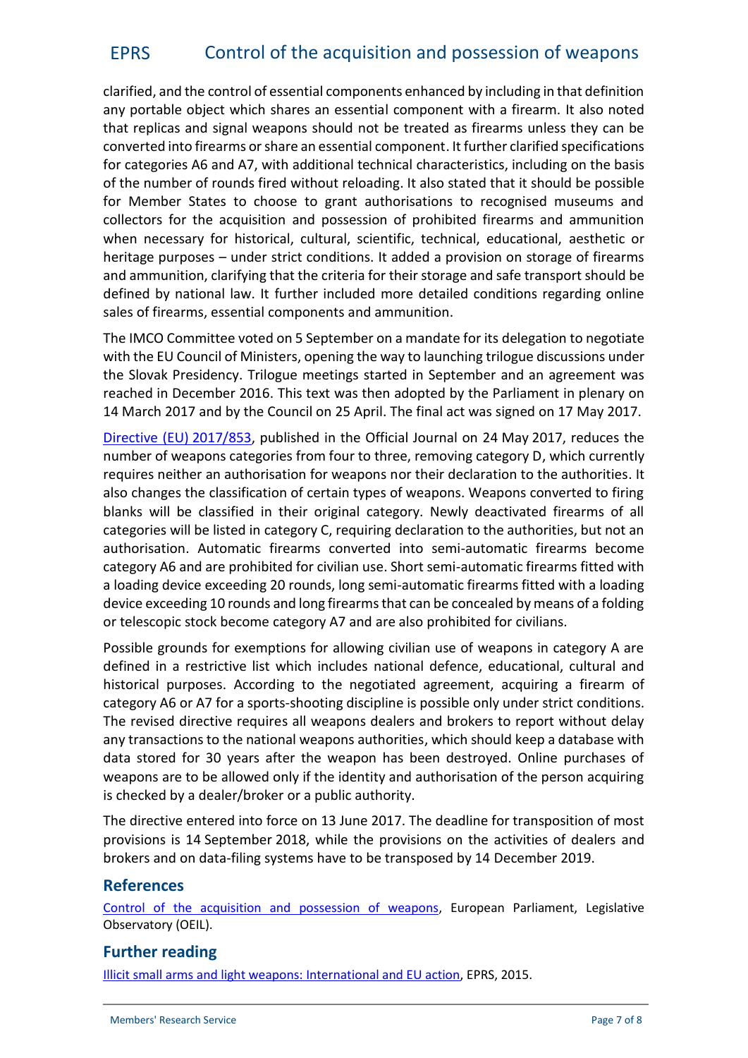clarified, and the control of essential components enhanced by including in that definition any portable object which shares an essential component with a firearm. It also noted that replicas and signal weapons should not be treated as firearms unless they can be converted into firearms or share an essential component. It further clarified specifications for categories A6 and A7, with additional technical characteristics, including on the basis of the number of rounds fired without reloading. It also stated that it should be possible for Member States to choose to grant authorisations to recognised museums and collectors for the acquisition and possession of prohibited firearms and ammunition when necessary for historical, cultural, scientific, technical, educational, aesthetic or heritage purposes – under strict conditions. It added a provision on storage of firearms and ammunition, clarifying that the criteria for their storage and safe transport should be defined by national law. It further included more detailed conditions regarding online sales of firearms, essential components and ammunition.

The IMCO Committee voted on 5 September on a mandate for its delegation to negotiate with the EU Council of Ministers, opening the way to launching trilogue discussions under the Slovak Presidency. Trilogue meetings started in September and an agreement was reached in December 2016. This text was then adopted by the Parliament in plenary on 14 March 2017 and by the Council on 25 April. The final act was signed on 17 May 2017.

Directive (EU) 2017/853, published in the Official Journal on 24 May 2017, reduces the number of weapons categories from four to three, removing category D, which currently requires neither an authorisation for weapons nor their declaration to the authorities. It also changes the classification of certain types of weapons. Weapons converted to firing blanks will be classified in their original category. Newly deactivated firearms of all categories will be listed in category C, requiring declaration to the authorities, but not an authorisation. Automatic firearms converted into semi-automatic firearms become category A6 and are prohibited for civilian use. Short semi-automatic firearms fitted with a loading device exceeding 20 rounds, long semi-automatic firearms fitted with a loading device exceeding 10 rounds and long firearms that can be concealed by means of a folding or telescopic stock become category A7 and are also prohibited for civilians.

Possible grounds for exemptions for allowing civilian use of weapons in category A are defined in a restrictive list which includes national defence, educational, cultural and historical purposes. According to the negotiated agreement, acquiring a firearm of category A6 or A7 for a sports-shooting discipline is possible only under strict conditions. The revised directive requires all weapons dealers and brokers to report without delay any transactions to the national weapons authorities, which should keep a database with data stored for 30 years after the weapon has been destroyed. Online purchases of weapons are to be allowed only if the identity and authorisation of the person acquiring is checked by a dealer/broker or a public authority.

The directive entered into force on 13 June 2017. The deadline for transposition of most provisions is 14 September 2018, while the provisions on the activities of dealers and brokers and on data-filing systems have to be transposed by 14 December 2019.

## References

Control of the acquisition and possession of weapons, European Parliament, Legislative Observatory (OEIL).

## Further reading

Illicit small arms and light weapons: International and EU action, EPRS, 2015.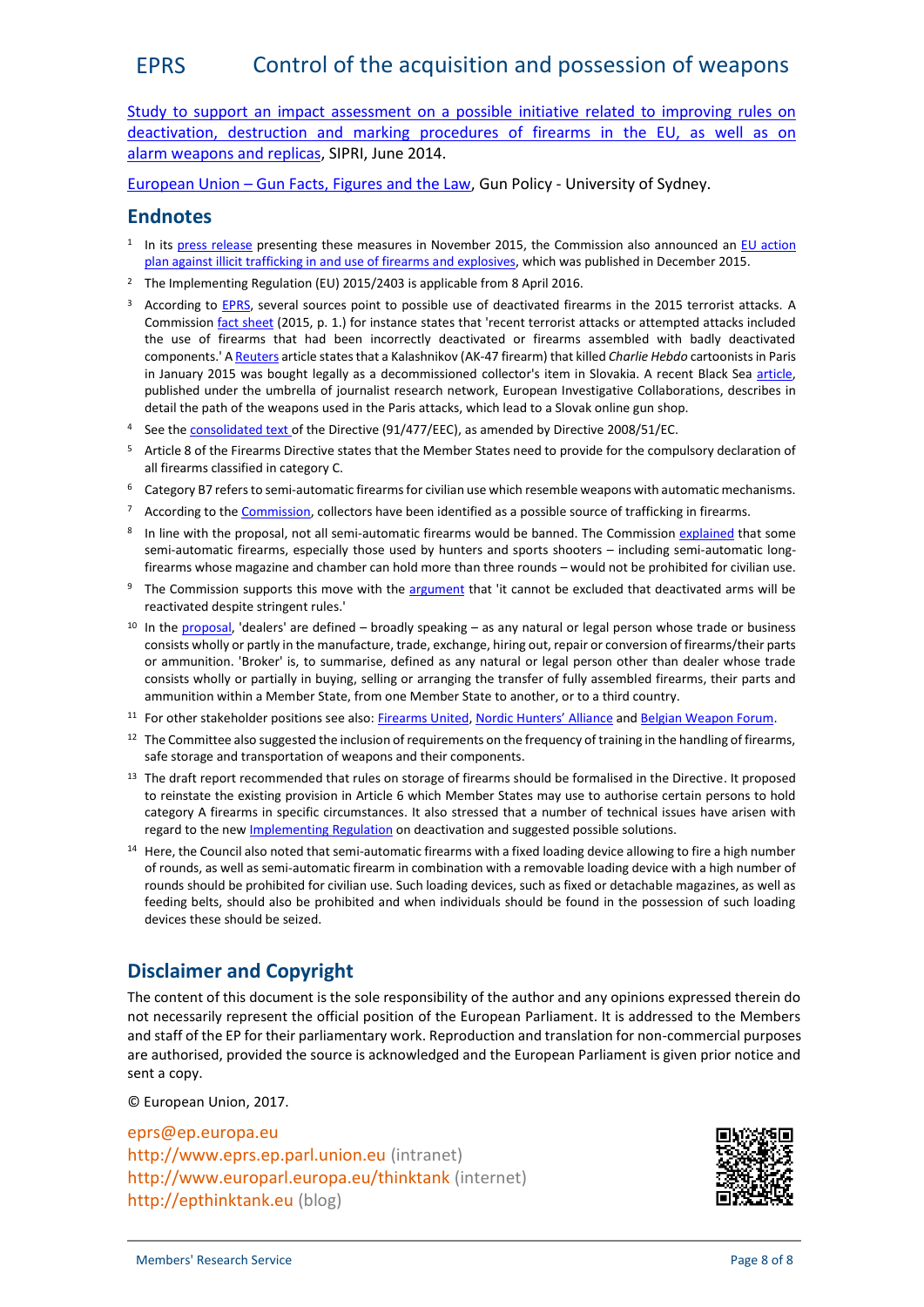Study to support an impact assessment on a possible initiative related to improving rules on deactivation, destruction and marking procedures of firearms in the EU, as well as on alarm weapons and replicas, SIPRI, June 2014.

European Union – Gun Facts, Figures and the Law, Gun Policy - University of Sydney.

## Endnotes

[1] In its press release presenting these measures in November 2015, the Commission also announced an EU action plan against illicit trafficking in and use of firearms and explosives, which was published in December 2015.

[2] The Implementing Regulation (EU) 2015/2403 is applicable from 8 April 2016.

[3] According to EPRS, several sources point to possible use of deactivated firearms in the 2015 terrorist attacks. A Commission fact sheet (2015, p. 1.) for instance states that 'recent terrorist attacks or attempted attacks included the use of firearms that had been incorrectly deactivated or firearms assembled with badly deactivated components.' A Reuters article states that a Kalashnikov (AK-47 firearm) that killed *Charlie Hebdo* cartoonists in Paris in January 2015 was bought legally as a decommissioned collector's item in Slovakia. A recent Black Sea article, published under the umbrella of journalist research network, European Investigative Collaborations, describes in detail the path of the weapons used in the Paris attacks, which lead to a Slovak online gun shop.

[4] See the consolidated text of the Directive (91/477/EEC), as amended by Directive 2008/51/EC.

[5] Article 8 of the Firearms Directive states that the Member States need to provide for the compulsory declaration of all firearms classified in category C.

[6] Category B7 refers to semi-automatic firearms for civilian use which resemble weapons with automatic mechanisms.

[7] According to the Commission, collectors have been identified as a possible source of trafficking in firearms.

[8] In line with the proposal, not all semi-automatic firearms would be banned. The Commission explained that some semi-automatic firearms, especially those used by hunters and sports shooters – including semi-automatic long-firearms whose magazine and chamber can hold more than three rounds – would not be prohibited for civilian use.

[9] The Commission supports this move with the argument that 'it cannot be excluded that deactivated arms will be reactivated despite stringent rules.'

[10] In the proposal, 'dealers' are defined – broadly speaking – as any natural or legal person whose trade or business consists wholly or partly in the manufacture, trade, exchange, hiring out, repair or conversion of firearms/their parts or ammunition. 'Broker' is, to summarise, defined as any natural or legal person other than dealer whose trade consists wholly or partially in buying, selling or arranging the transfer of fully assembled firearms, their parts and ammunition within a Member State, from one Member State to another, or to a third country.

[11] For other stakeholder positions see also: Firearms United, Nordic Hunters' Alliance and Belgian Weapon Forum.

[12] The Committee also suggested the inclusion of requirements on the frequency of training in the handling of firearms, safe storage and transportation of weapons and their components.

[13] The draft report recommended that rules on storage of firearms should be formalised in the Directive. It proposed to reinstate the existing provision in Article 6 which Member States may use to authorise certain persons to hold category A firearms in specific circumstances. It also stressed that a number of technical issues have arisen with regard to the new Implementing Regulation on deactivation and suggested possible solutions.

[14] Here, the Council also noted that semi-automatic firearms with a fixed loading device allowing to fire a high number of rounds, as well as semi-automatic firearm in combination with a removable loading device with a high number of rounds should be prohibited for civilian use. Such loading devices, such as fixed or detachable magazines, as well as feeding belts, should also be prohibited and when individuals should be found in the possession of such loading devices these should be seized.

## Disclaimer and Copyright

The content of this document is the sole responsibility of the author and any opinions expressed therein do not necessarily represent the official position of the European Parliament. It is addressed to the Members and staff of the EP for their parliamentary work. Reproduction and translation for non-commercial purposes are authorised, provided the source is acknowledged and the European Parliament is given prior notice and sent a copy.

© European Union, 2017.

eprs@ep.europa.eu
http://www.eprs.ep.parl.union.eu (intranet)
http://www.europarl.europa.eu/thinktank (internet)
http://epthinktank.eu (blog)